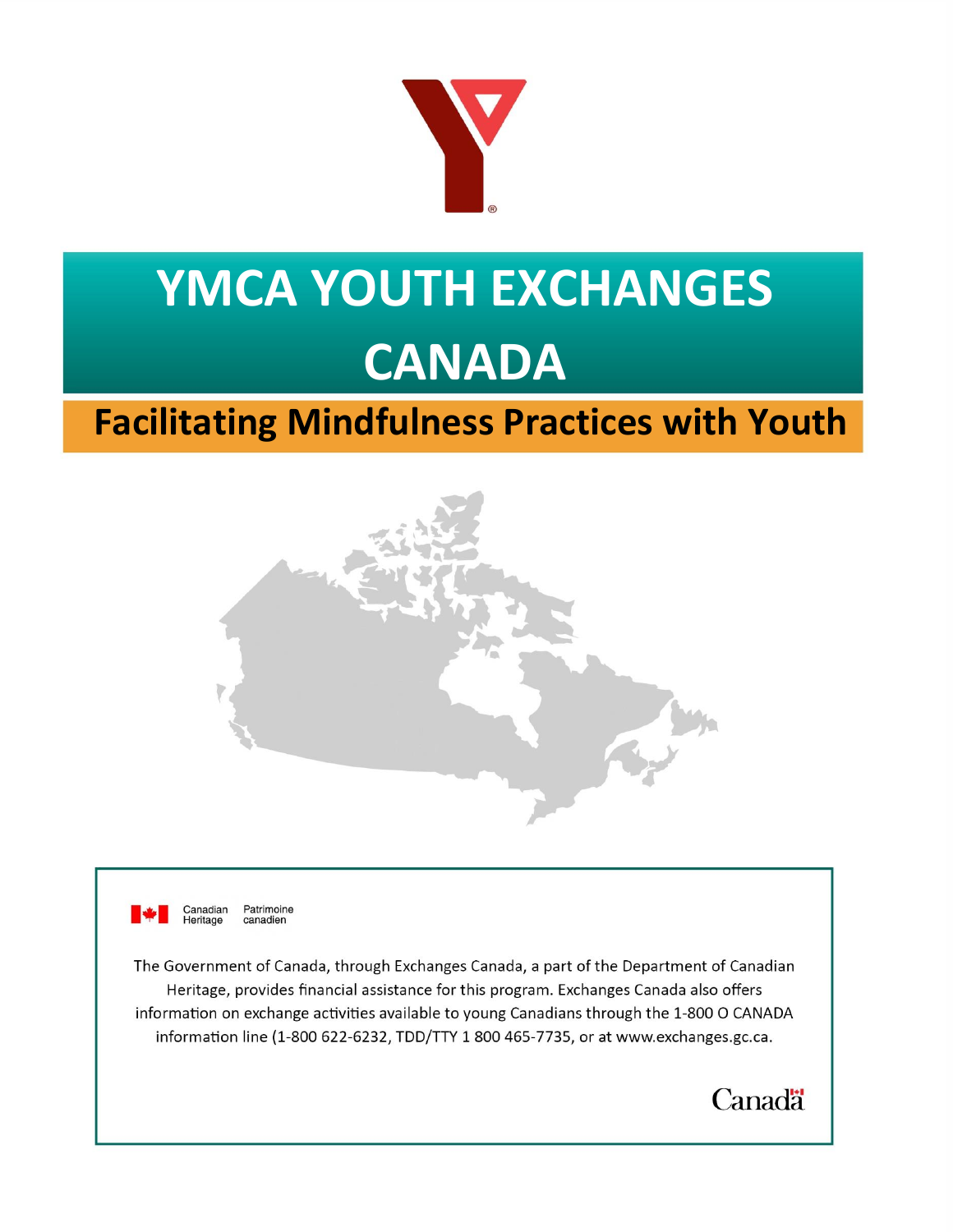# YMCA YOUTH EXCHANGES CANADA

## Facilitating Mindfulness Practices with Youth

Canadian Heritage | Patrimoine canadien

The Government of Canada, through Exchanges Canada, a part of the Department of Canadian Heritage, provides financial assistance for this program. Exchanges Canada also offers information on exchange activities available to young Canadians through the 1-800 O CANADA information line (1-800 622-6232, TDD/TTY 1 800 465-7735, or at www.exchanges.gc.ca.

Canada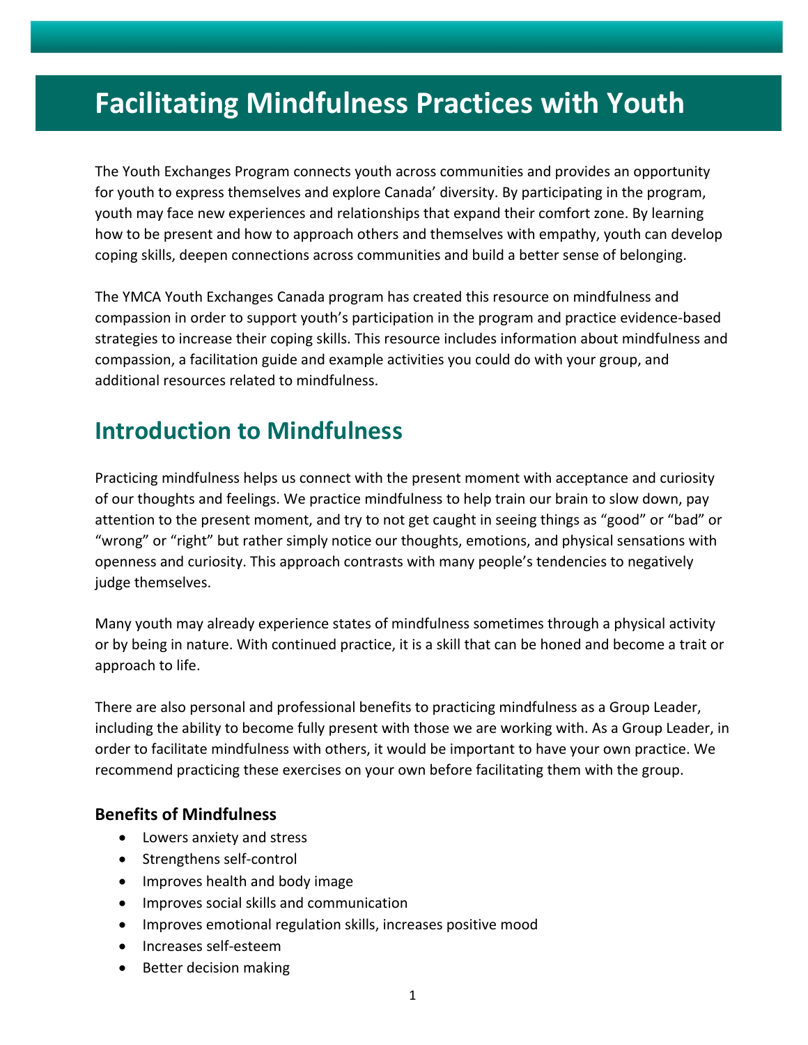# Facilitating Mindfulness Practices with Youth

The Youth Exchanges Program connects youth across communities and provides an opportunity for youth to express themselves and explore Canada' diversity. By participating in the program, youth may face new experiences and relationships that expand their comfort zone. By learning how to be present and how to approach others and themselves with empathy, youth can develop coping skills, deepen connections across communities and build a better sense of belonging.

The YMCA Youth Exchanges Canada program has created this resource on mindfulness and compassion in order to support youth's participation in the program and practice evidence-based strategies to increase their coping skills. This resource includes information about mindfulness and compassion, a facilitation guide and example activities you could do with your group, and additional resources related to mindfulness.

## Introduction to Mindfulness

Practicing mindfulness helps us connect with the present moment with acceptance and curiosity of our thoughts and feelings. We practice mindfulness to help train our brain to slow down, pay attention to the present moment, and try to not get caught in seeing things as "good" or "bad" or "wrong" or "right" but rather simply notice our thoughts, emotions, and physical sensations with openness and curiosity. This approach contrasts with many people's tendencies to negatively judge themselves.

Many youth may already experience states of mindfulness sometimes through a physical activity or by being in nature. With continued practice, it is a skill that can be honed and become a trait or approach to life.

There are also personal and professional benefits to practicing mindfulness as a Group Leader, including the ability to become fully present with those we are working with. As a Group Leader, in order to facilitate mindfulness with others, it would be important to have your own practice. We recommend practicing these exercises on your own before facilitating them with the group.

### Benefits of Mindfulness

- Lowers anxiety and stress
- Strengthens self-control
- Improves health and body image
- Improves social skills and communication
- Improves emotional regulation skills, increases positive mood
- Increases self-esteem
- Better decision making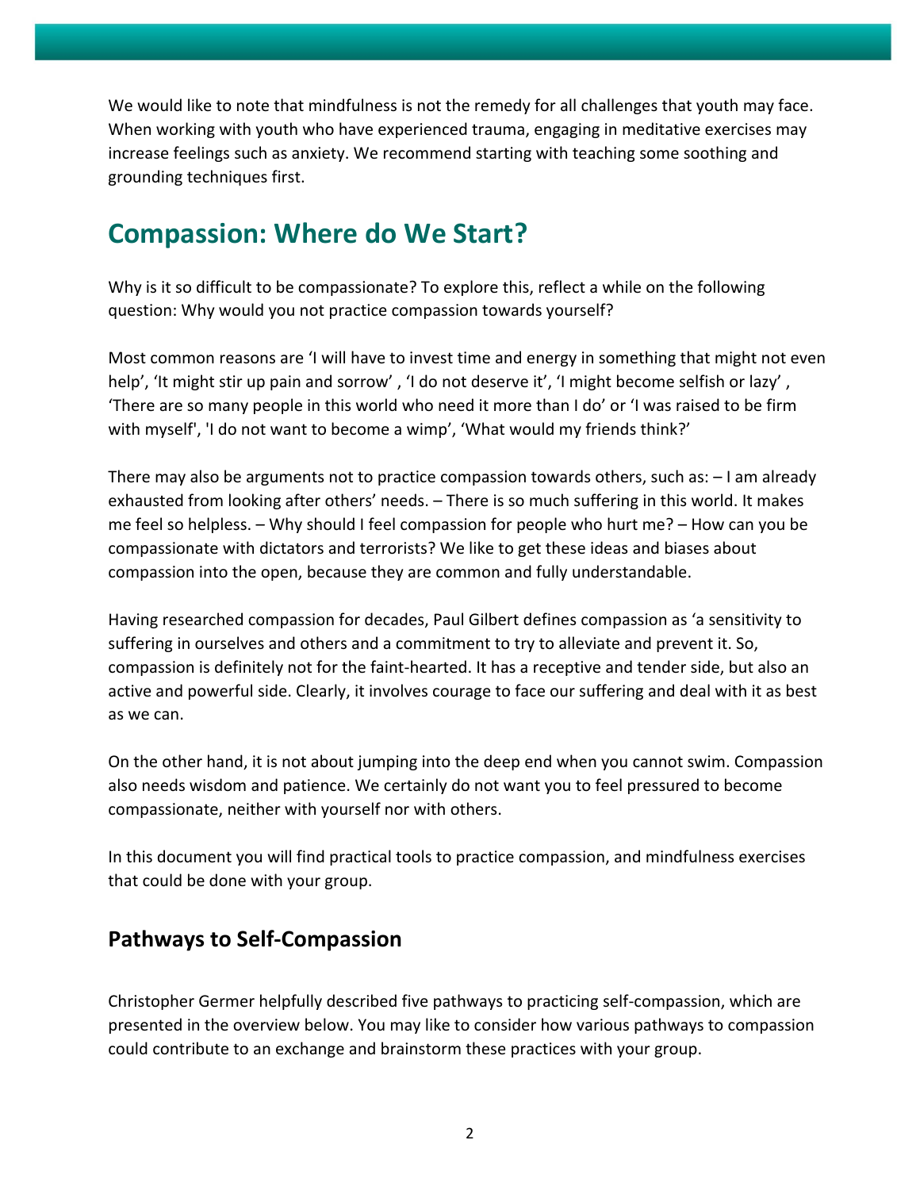We would like to note that mindfulness is not the remedy for all challenges that youth may face. When working with youth who have experienced trauma, engaging in meditative exercises may increase feelings such as anxiety. We recommend starting with teaching some soothing and grounding techniques first.

## Compassion: Where do We Start?

Why is it so difficult to be compassionate? To explore this, reflect a while on the following question: Why would you not practice compassion towards yourself?

Most common reasons are 'I will have to invest time and energy in something that might not even help', 'It might stir up pain and sorrow' , 'I do not deserve it', 'I might become selfish or lazy' , 'There are so many people in this world who need it more than I do' or 'I was raised to be firm with myself', 'I do not want to become a wimp', 'What would my friends think?'

There may also be arguments not to practice compassion towards others, such as: – I am already exhausted from looking after others' needs. – There is so much suffering in this world. It makes me feel so helpless. – Why should I feel compassion for people who hurt me? – How can you be compassionate with dictators and terrorists? We like to get these ideas and biases about compassion into the open, because they are common and fully understandable.

Having researched compassion for decades, Paul Gilbert defines compassion as 'a sensitivity to suffering in ourselves and others and a commitment to try to alleviate and prevent it. So, compassion is definitely not for the faint-hearted. It has a receptive and tender side, but also an active and powerful side. Clearly, it involves courage to face our suffering and deal with it as best as we can.

On the other hand, it is not about jumping into the deep end when you cannot swim. Compassion also needs wisdom and patience. We certainly do not want you to feel pressured to become compassionate, neither with yourself nor with others.

In this document you will find practical tools to practice compassion, and mindfulness exercises that could be done with your group.

### Pathways to Self-Compassion

Christopher Germer helpfully described five pathways to practicing self-compassion, which are presented in the overview below. You may like to consider how various pathways to compassion could contribute to an exchange and brainstorm these practices with your group.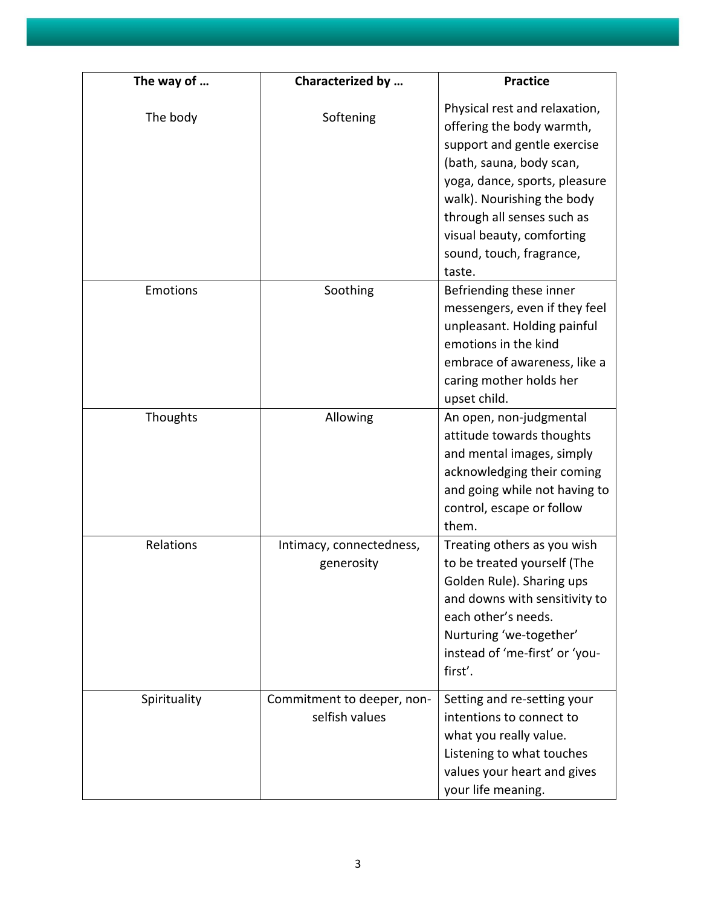| The way of … | Characterized by … | Practice |
|---|---|---|
| The body | Softening | Physical rest and relaxation, offering the body warmth, support and gentle exercise (bath, sauna, body scan, yoga, dance, sports, pleasure walk). Nourishing the body through all senses such as visual beauty, comforting sound, touch, fragrance, taste. |
| Emotions | Soothing | Befriending these inner messengers, even if they feel unpleasant. Holding painful emotions in the kind embrace of awareness, like a caring mother holds her upset child. |
| Thoughts | Allowing | An open, non-judgmental attitude towards thoughts and mental images, simply acknowledging their coming and going while not having to control, escape or follow them. |
| Relations | Intimacy, connectedness, generosity | Treating others as you wish to be treated yourself (The Golden Rule). Sharing ups and downs with sensitivity to each other's needs. Nurturing 'we-together' instead of 'me-first' or 'you-first'. |
| Spirituality | Commitment to deeper, non-selfish values | Setting and re-setting your intentions to connect to what you really value. Listening to what touches values your heart and gives your life meaning. |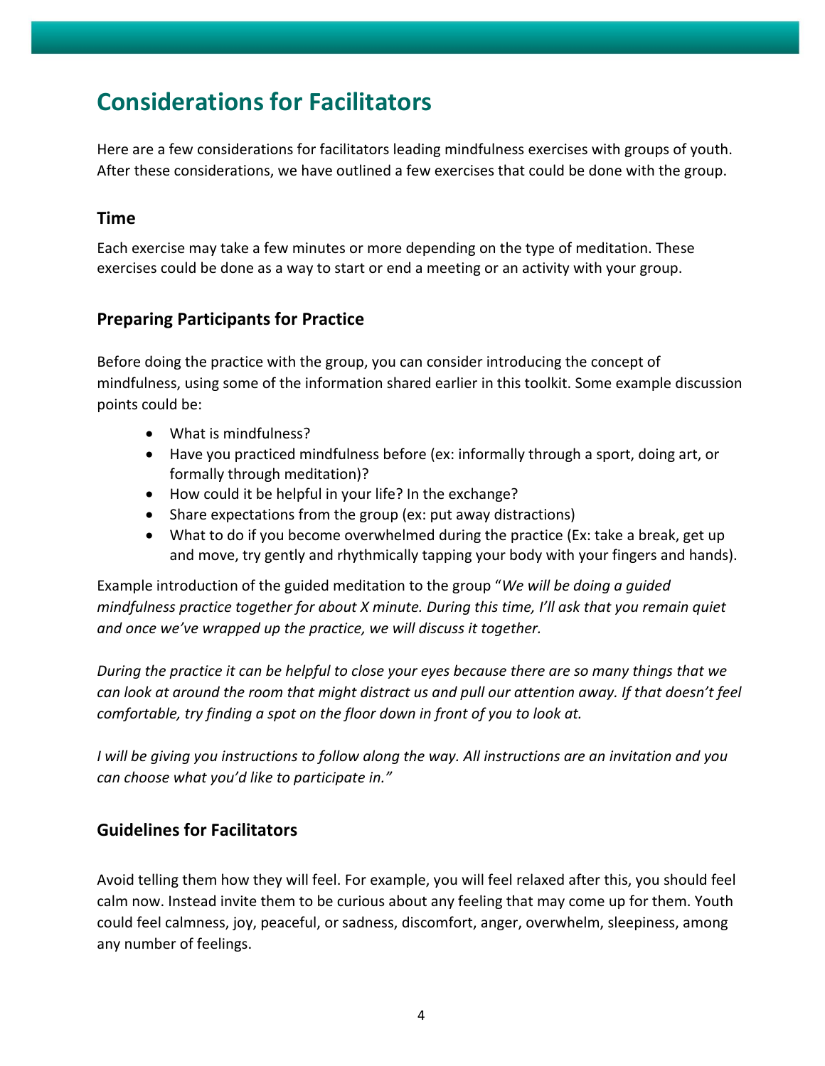## Considerations for Facilitators

Here are a few considerations for facilitators leading mindfulness exercises with groups of youth. After these considerations, we have outlined a few exercises that could be done with the group.

### Time

Each exercise may take a few minutes or more depending on the type of meditation. These exercises could be done as a way to start or end a meeting or an activity with your group.

### Preparing Participants for Practice

Before doing the practice with the group, you can consider introducing the concept of mindfulness, using some of the information shared earlier in this toolkit. Some example discussion points could be:

- What is mindfulness?
- Have you practiced mindfulness before (ex: informally through a sport, doing art, or formally through meditation)?
- How could it be helpful in your life? In the exchange?
- Share expectations from the group (ex: put away distractions)
- What to do if you become overwhelmed during the practice (Ex: take a break, get up and move, try gently and rhythmically tapping your body with your fingers and hands).

Example introduction of the guided meditation to the group "*We will be doing a guided mindfulness practice together for about X minute. During this time, I'll ask that you remain quiet and once we've wrapped up the practice, we will discuss it together.*

*During the practice it can be helpful to close your eyes because there are so many things that we can look at around the room that might distract us and pull our attention away. If that doesn't feel comfortable, try finding a spot on the floor down in front of you to look at.*

*I will be giving you instructions to follow along the way. All instructions are an invitation and you can choose what you'd like to participate in."*

### Guidelines for Facilitators

Avoid telling them how they will feel. For example, you will feel relaxed after this, you should feel calm now. Instead invite them to be curious about any feeling that may come up for them. Youth could feel calmness, joy, peaceful, or sadness, discomfort, anger, overwhelm, sleepiness, among any number of feelings.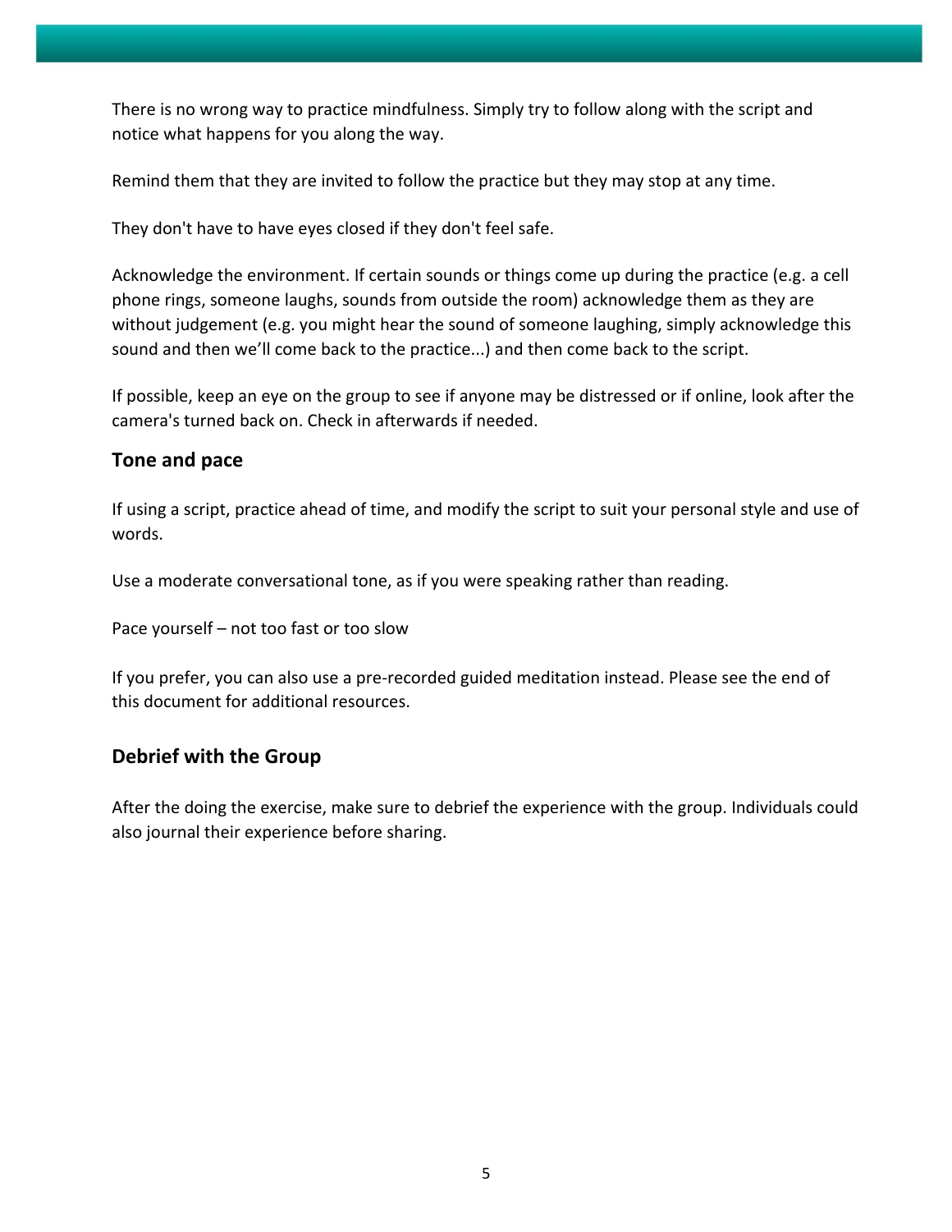There is no wrong way to practice mindfulness. Simply try to follow along with the script and notice what happens for you along the way.

Remind them that they are invited to follow the practice but they may stop at any time.

They don't have to have eyes closed if they don't feel safe.

Acknowledge the environment. If certain sounds or things come up during the practice (e.g. a cell phone rings, someone laughs, sounds from outside the room) acknowledge them as they are without judgement (e.g. you might hear the sound of someone laughing, simply acknowledge this sound and then we'll come back to the practice...) and then come back to the script.

If possible, keep an eye on the group to see if anyone may be distressed or if online, look after the camera's turned back on. Check in afterwards if needed.

## Tone and pace

If using a script, practice ahead of time, and modify the script to suit your personal style and use of words.

Use a moderate conversational tone, as if you were speaking rather than reading.

Pace yourself – not too fast or too slow

If you prefer, you can also use a pre-recorded guided meditation instead. Please see the end of this document for additional resources.

## Debrief with the Group

After the doing the exercise, make sure to debrief the experience with the group. Individuals could also journal their experience before sharing.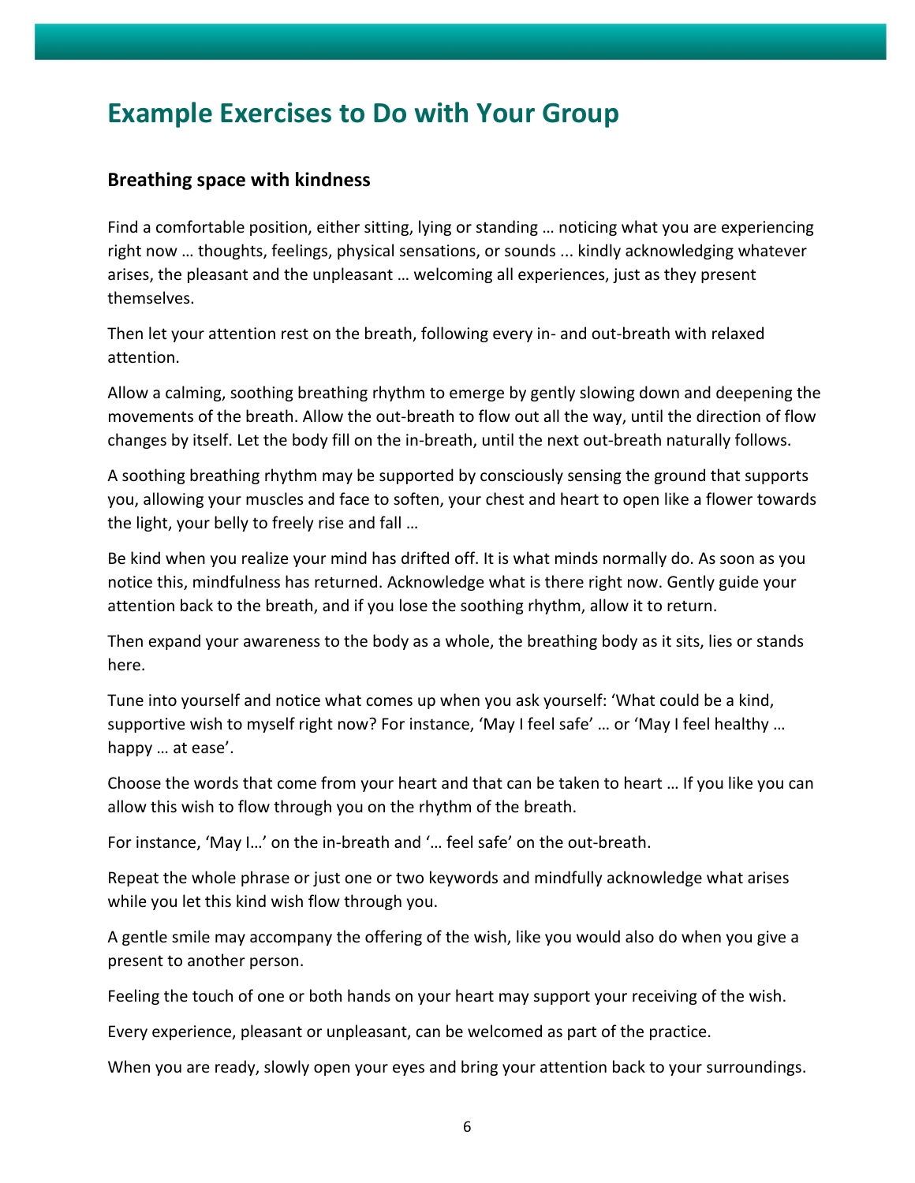# Example Exercises to Do with Your Group

## Breathing space with kindness

Find a comfortable position, either sitting, lying or standing … noticing what you are experiencing right now … thoughts, feelings, physical sensations, or sounds ... kindly acknowledging whatever arises, the pleasant and the unpleasant … welcoming all experiences, just as they present themselves.

Then let your attention rest on the breath, following every in- and out-breath with relaxed attention.

Allow a calming, soothing breathing rhythm to emerge by gently slowing down and deepening the movements of the breath. Allow the out-breath to flow out all the way, until the direction of flow changes by itself. Let the body fill on the in-breath, until the next out-breath naturally follows.

A soothing breathing rhythm may be supported by consciously sensing the ground that supports you, allowing your muscles and face to soften, your chest and heart to open like a flower towards the light, your belly to freely rise and fall …

Be kind when you realize your mind has drifted off. It is what minds normally do. As soon as you notice this, mindfulness has returned. Acknowledge what is there right now. Gently guide your attention back to the breath, and if you lose the soothing rhythm, allow it to return.

Then expand your awareness to the body as a whole, the breathing body as it sits, lies or stands here.

Tune into yourself and notice what comes up when you ask yourself: 'What could be a kind, supportive wish to myself right now? For instance, 'May I feel safe' … or 'May I feel healthy … happy … at ease'.

Choose the words that come from your heart and that can be taken to heart … If you like you can allow this wish to flow through you on the rhythm of the breath.

For instance, 'May I…' on the in-breath and '… feel safe' on the out-breath.

Repeat the whole phrase or just one or two keywords and mindfully acknowledge what arises while you let this kind wish flow through you.

A gentle smile may accompany the offering of the wish, like you would also do when you give a present to another person.

Feeling the touch of one or both hands on your heart may support your receiving of the wish.

Every experience, pleasant or unpleasant, can be welcomed as part of the practice.

When you are ready, slowly open your eyes and bring your attention back to your surroundings.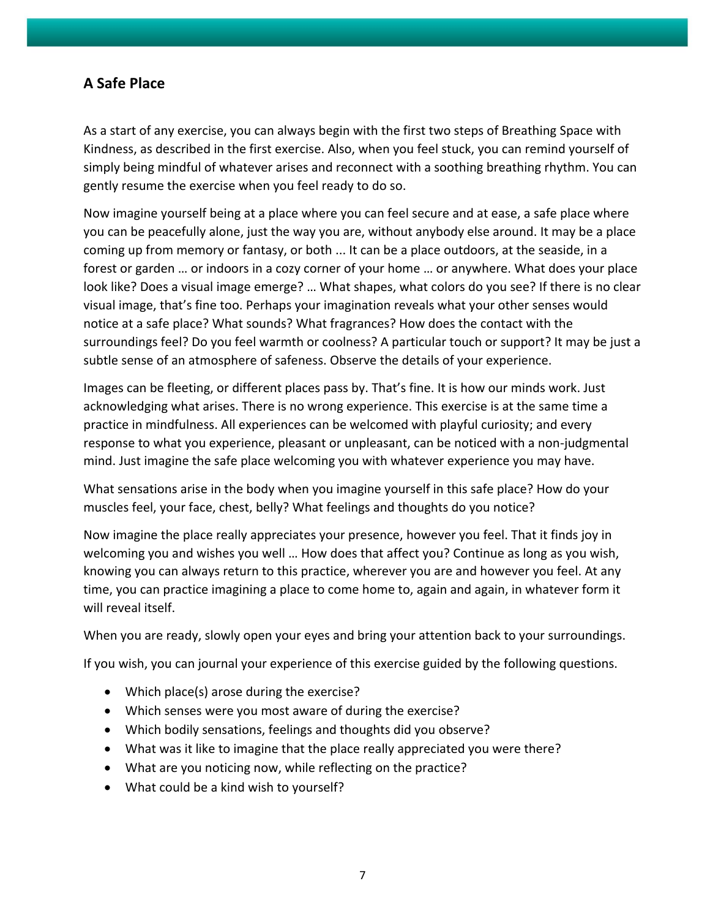## A Safe Place

As a start of any exercise, you can always begin with the first two steps of Breathing Space with Kindness, as described in the first exercise. Also, when you feel stuck, you can remind yourself of simply being mindful of whatever arises and reconnect with a soothing breathing rhythm. You can gently resume the exercise when you feel ready to do so.

Now imagine yourself being at a place where you can feel secure and at ease, a safe place where you can be peacefully alone, just the way you are, without anybody else around. It may be a place coming up from memory or fantasy, or both ... It can be a place outdoors, at the seaside, in a forest or garden … or indoors in a cozy corner of your home … or anywhere. What does your place look like? Does a visual image emerge? … What shapes, what colors do you see? If there is no clear visual image, that's fine too. Perhaps your imagination reveals what your other senses would notice at a safe place? What sounds? What fragrances? How does the contact with the surroundings feel? Do you feel warmth or coolness? A particular touch or support? It may be just a subtle sense of an atmosphere of safeness. Observe the details of your experience.

Images can be fleeting, or different places pass by. That's fine. It is how our minds work. Just acknowledging what arises. There is no wrong experience. This exercise is at the same time a practice in mindfulness. All experiences can be welcomed with playful curiosity; and every response to what you experience, pleasant or unpleasant, can be noticed with a non-judgmental mind. Just imagine the safe place welcoming you with whatever experience you may have.

What sensations arise in the body when you imagine yourself in this safe place? How do your muscles feel, your face, chest, belly? What feelings and thoughts do you notice?

Now imagine the place really appreciates your presence, however you feel. That it finds joy in welcoming you and wishes you well … How does that affect you? Continue as long as you wish, knowing you can always return to this practice, wherever you are and however you feel. At any time, you can practice imagining a place to come home to, again and again, in whatever form it will reveal itself.

When you are ready, slowly open your eyes and bring your attention back to your surroundings.

If you wish, you can journal your experience of this exercise guided by the following questions.

- Which place(s) arose during the exercise?
- Which senses were you most aware of during the exercise?
- Which bodily sensations, feelings and thoughts did you observe?
- What was it like to imagine that the place really appreciated you were there?
- What are you noticing now, while reflecting on the practice?
- What could be a kind wish to yourself?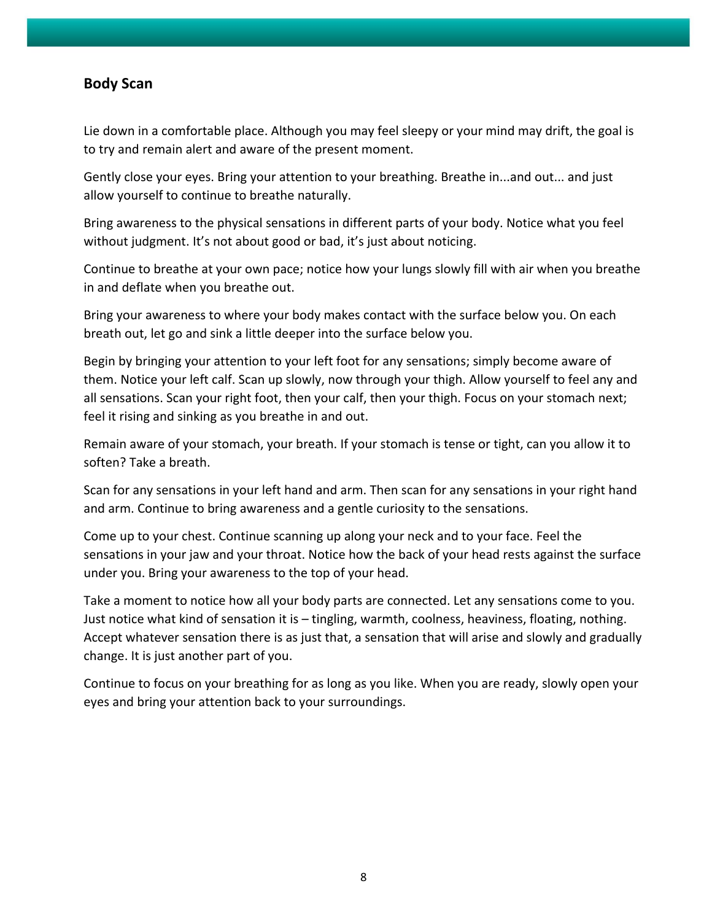## Body Scan

Lie down in a comfortable place. Although you may feel sleepy or your mind may drift, the goal is to try and remain alert and aware of the present moment.

Gently close your eyes. Bring your attention to your breathing. Breathe in...and out... and just allow yourself to continue to breathe naturally.

Bring awareness to the physical sensations in different parts of your body. Notice what you feel without judgment. It's not about good or bad, it's just about noticing.

Continue to breathe at your own pace; notice how your lungs slowly fill with air when you breathe in and deflate when you breathe out.

Bring your awareness to where your body makes contact with the surface below you. On each breath out, let go and sink a little deeper into the surface below you.

Begin by bringing your attention to your left foot for any sensations; simply become aware of them. Notice your left calf. Scan up slowly, now through your thigh. Allow yourself to feel any and all sensations. Scan your right foot, then your calf, then your thigh. Focus on your stomach next; feel it rising and sinking as you breathe in and out.

Remain aware of your stomach, your breath. If your stomach is tense or tight, can you allow it to soften? Take a breath.

Scan for any sensations in your left hand and arm. Then scan for any sensations in your right hand and arm. Continue to bring awareness and a gentle curiosity to the sensations.

Come up to your chest. Continue scanning up along your neck and to your face. Feel the sensations in your jaw and your throat. Notice how the back of your head rests against the surface under you. Bring your awareness to the top of your head.

Take a moment to notice how all your body parts are connected. Let any sensations come to you. Just notice what kind of sensation it is – tingling, warmth, coolness, heaviness, floating, nothing. Accept whatever sensation there is as just that, a sensation that will arise and slowly and gradually change. It is just another part of you.

Continue to focus on your breathing for as long as you like. When you are ready, slowly open your eyes and bring your attention back to your surroundings.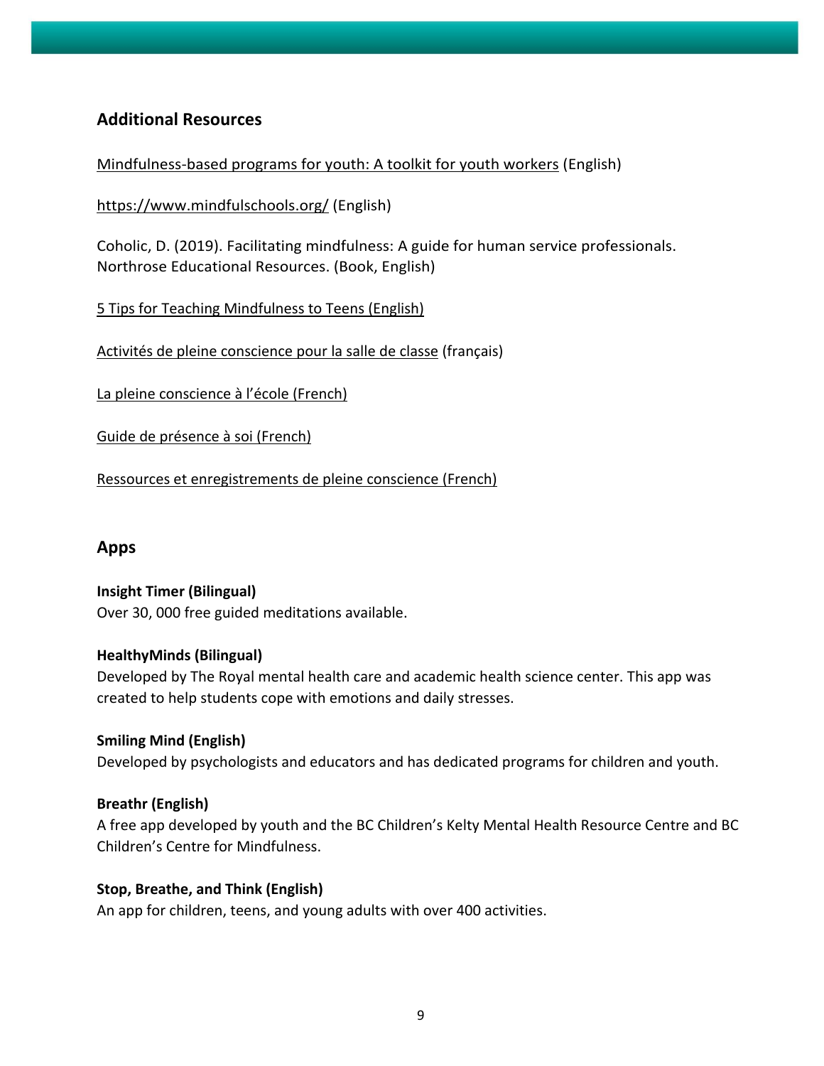## Additional Resources

Mindfulness-based programs for youth: A toolkit for youth workers (English)

https://www.mindfulschools.org/ (English)

Coholic, D. (2019). Facilitating mindfulness: A guide for human service professionals. Northrose Educational Resources. (Book, English)

5 Tips for Teaching Mindfulness to Teens (English)

Activités de pleine conscience pour la salle de classe (français)

La pleine conscience à l'école (French)

Guide de présence à soi (French)

Ressources et enregistrements de pleine conscience (French)

## Apps

**Insight Timer (Bilingual)**
Over 30, 000 free guided meditations available.

**HealthyMinds (Bilingual)**
Developed by The Royal mental health care and academic health science center. This app was created to help students cope with emotions and daily stresses.

**Smiling Mind (English)**
Developed by psychologists and educators and has dedicated programs for children and youth.

**Breathr (English)**
A free app developed by youth and the BC Children's Kelty Mental Health Resource Centre and BC Children's Centre for Mindfulness.

**Stop, Breathe, and Think (English)**
An app for children, teens, and young adults with over 400 activities.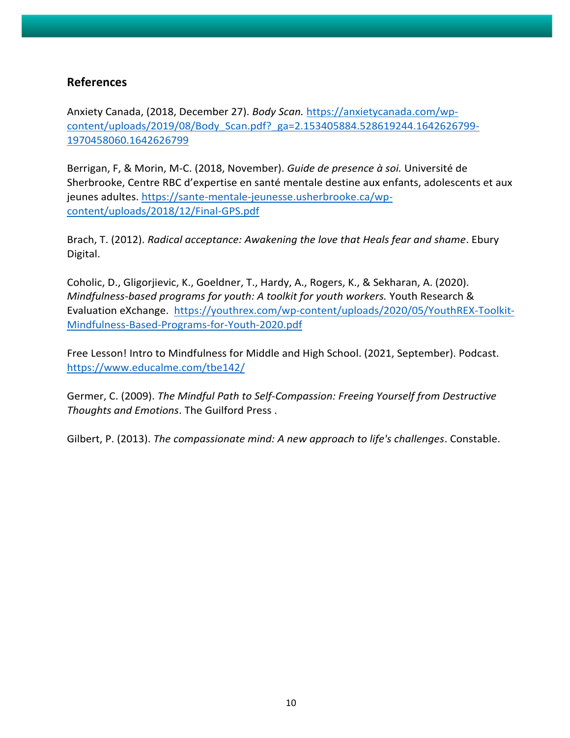## References

Anxiety Canada, (2018, December 27). *Body Scan.* https://anxietycanada.com/wp-content/uploads/2019/08/Body_Scan.pdf?_ga=2.153405884.528619244.1642626799-1970458060.1642626799

Berrigan, F, & Morin, M-C. (2018, November). *Guide de presence à soi.* Université de Sherbrooke, Centre RBC d'expertise en santé mentale destine aux enfants, adolescents et aux jeunes adultes. https://sante-mentale-jeunesse.usherbrooke.ca/wp-content/uploads/2018/12/Final-GPS.pdf

Brach, T. (2012). *Radical acceptance: Awakening the love that Heals fear and shame*. Ebury Digital.

Coholic, D., Gligorjievic, K., Goeldner, T., Hardy, A., Rogers, K., & Sekharan, A. (2020). *Mindfulness-based programs for youth: A toolkit for youth workers.* Youth Research & Evaluation eXchange. https://youthrex.com/wp-content/uploads/2020/05/YouthREX-Toolkit-Mindfulness-Based-Programs-for-Youth-2020.pdf

Free Lesson! Intro to Mindfulness for Middle and High School. (2021, September). Podcast. https://www.educalme.com/tbe142/

Germer, C. (2009). *The Mindful Path to Self-Compassion: Freeing Yourself from Destructive Thoughts and Emotions*. The Guilford Press .

Gilbert, P. (2013). *The compassionate mind: A new approach to life's challenges*. Constable.